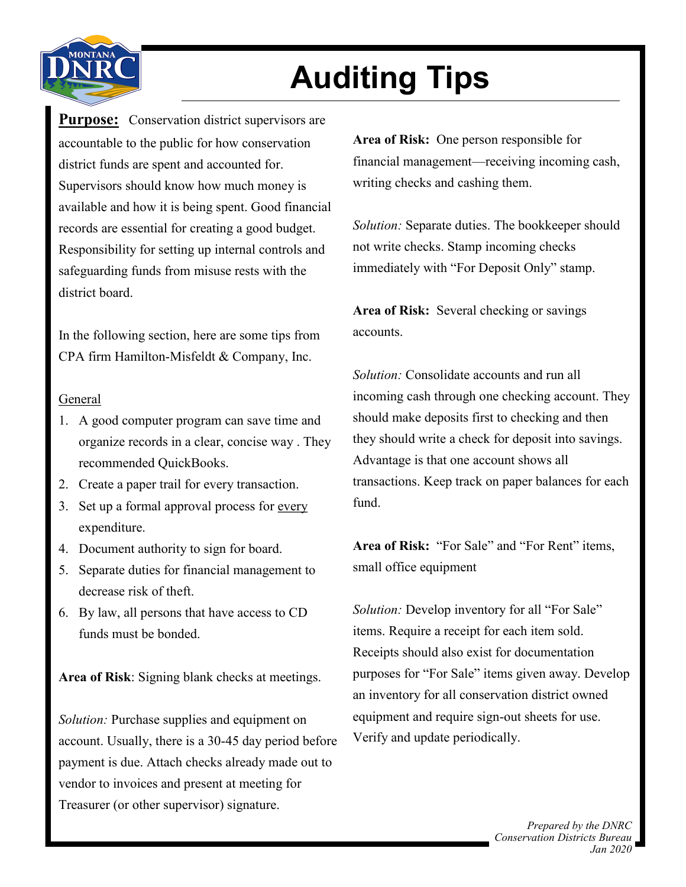# Auditing Tips

**Purpose:** Conservation district supervisors are accountable to the public for how conservation district funds are spent and accounted for. Supervisors should know how much money is available and how it is being spent. Good financial records are essential for creating a good budget. Responsibility for setting up internal controls and safeguarding funds from misuse rests with the district board.

In the following section, here are some tips from CPA firm Hamilton-Misfeldt & Company, Inc.

General

1. A good computer program can save time and organize records in a clear, concise way . They recommended QuickBooks.
2. Create a paper trail for every transaction.
3. Set up a formal approval process for every expenditure.
4. Document authority to sign for board.
5. Separate duties for financial management to decrease risk of theft.
6. By law, all persons that have access to CD funds must be bonded.

**Area of Risk**: Signing blank checks at meetings.

*Solution:* Purchase supplies and equipment on account. Usually, there is a 30-45 day period before payment is due. Attach checks already made out to vendor to invoices and present at meeting for Treasurer (or other supervisor) signature.

**Area of Risk:** One person responsible for financial management—receiving incoming cash, writing checks and cashing them.

*Solution:* Separate duties. The bookkeeper should not write checks. Stamp incoming checks immediately with "For Deposit Only" stamp.

**Area of Risk:** Several checking or savings accounts.

*Solution:* Consolidate accounts and run all incoming cash through one checking account. They should make deposits first to checking and then they should write a check for deposit into savings. Advantage is that one account shows all transactions. Keep track on paper balances for each fund.

**Area of Risk:** "For Sale" and "For Rent" items, small office equipment

*Solution:* Develop inventory for all "For Sale" items. Require a receipt for each item sold. Receipts should also exist for documentation purposes for "For Sale" items given away. Develop an inventory for all conservation district owned equipment and require sign-out sheets for use. Verify and update periodically.

*Prepared by the DNRC Conservation Districts Bureau Jan 2020*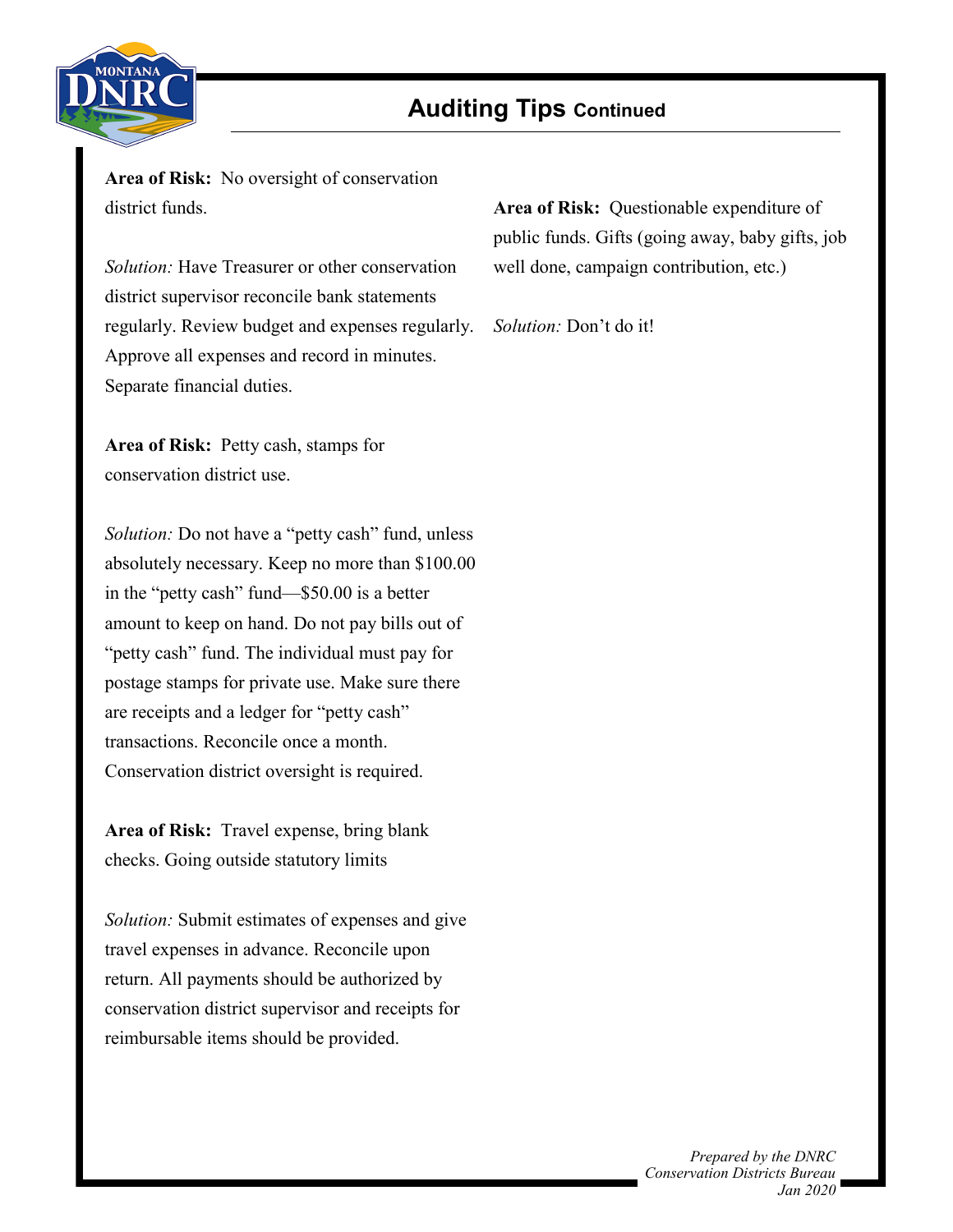## Auditing Tips Continued

**Area of Risk:** No oversight of conservation district funds.

*Solution:* Have Treasurer or other conservation district supervisor reconcile bank statements regularly. Review budget and expenses regularly. Approve all expenses and record in minutes. Separate financial duties.

**Area of Risk:** Petty cash, stamps for conservation district use.

*Solution:* Do not have a "petty cash" fund, unless absolutely necessary. Keep no more than $100.00 in the "petty cash" fund—$50.00 is a better amount to keep on hand. Do not pay bills out of "petty cash" fund. The individual must pay for postage stamps for private use. Make sure there are receipts and a ledger for "petty cash" transactions. Reconcile once a month. Conservation district oversight is required.

**Area of Risk:** Travel expense, bring blank checks. Going outside statutory limits

*Solution:* Submit estimates of expenses and give travel expenses in advance. Reconcile upon return. All payments should be authorized by conservation district supervisor and receipts for reimbursable items should be provided.

**Area of Risk:** Questionable expenditure of public funds. Gifts (going away, baby gifts, job well done, campaign contribution, etc.)

*Solution:* Don't do it!

*Prepared by the DNRC Conservation Districts Bureau Jan 2020*